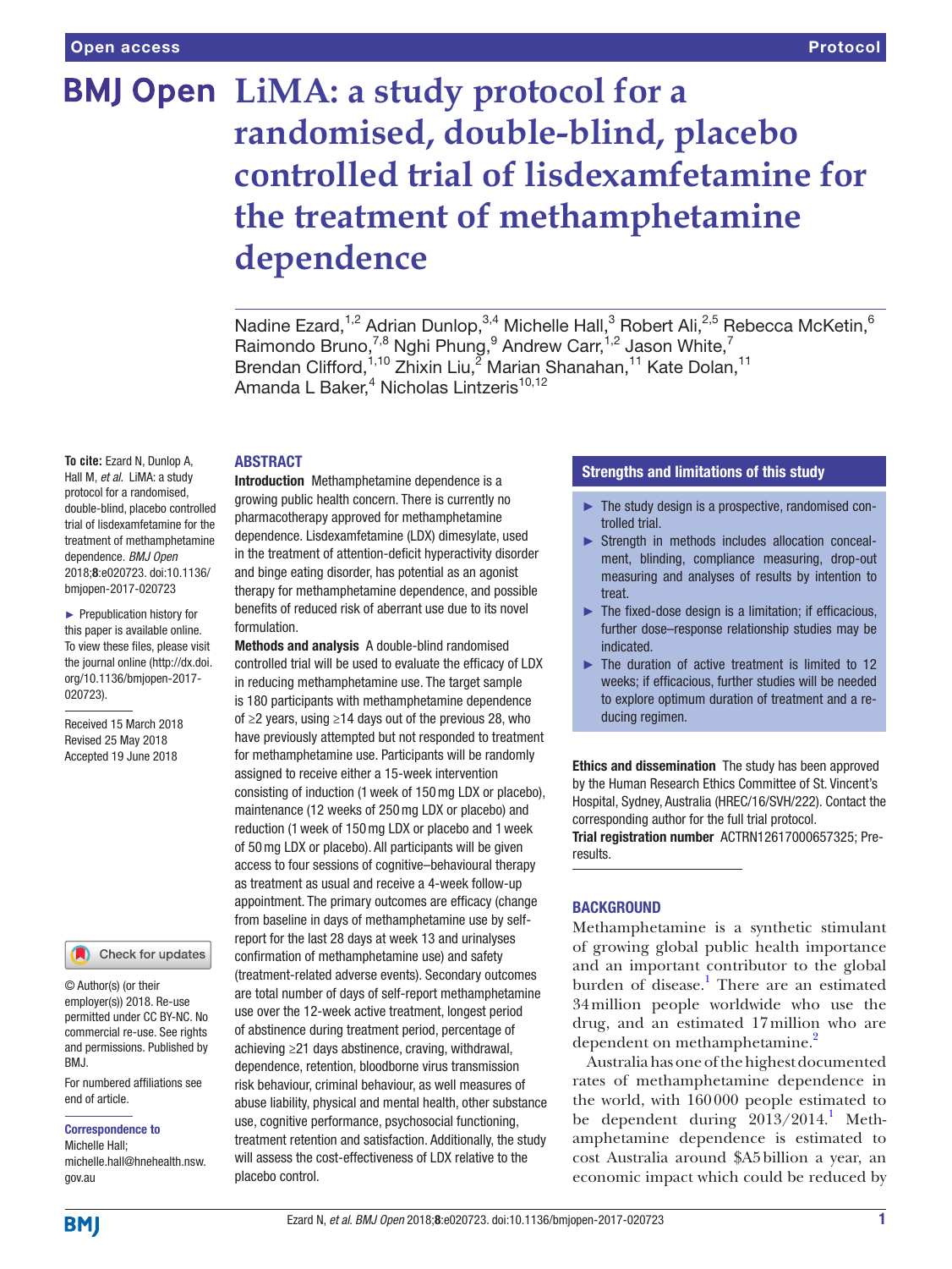# LiMA: a study protocol for a randomised, double-blind, placebo controlled trial of lisdexamfetamine for the treatment of methamphetamine dependence

Nadine Ezard,[1,2] Adrian Dunlop,[3,4] Michelle Hall,[3] Robert Ali,[2,5] Rebecca McKetin,[6] Raimondo Bruno,[7,8] Nghi Phung,[9] Andrew Carr,[1,2] Jason White,[7] Brendan Clifford,[1,10] Zhixin Liu,[2] Marian Shanahan,[11] Kate Dolan,[11] Amanda L Baker,[4] Nicholas Lintzeris[10,12]

**To cite:** Ezard N, Dunlop A, Hall M, *et al*. LiMA: a study protocol for a randomised, double-blind, placebo controlled trial of lisdexamfetamine for the treatment of methamphetamine dependence. *BMJ Open* 2018;**8**:e020723. doi:10.1136/bmjopen-2017-020723

► Prepublication history for this paper is available online. To view these files, please visit the journal online (http://dx.doi.org/10.1136/bmjopen-2017-020723).

Received 15 March 2018
Revised 25 May 2018
Accepted 19 June 2018

© Author(s) (or their employer(s)) 2018. Re-use permitted under CC BY-NC. No commercial re-use. See rights and permissions. Published by BMJ.

For numbered affiliations see end of article.

**Correspondence to**
Michelle Hall;
michelle.hall@hnehealth.nsw.gov.au

## ABSTRACT

**Introduction** Methamphetamine dependence is a growing public health concern. There is currently no pharmacotherapy approved for methamphetamine dependence. Lisdexamfetamine (LDX) dimesylate, used in the treatment of attention-deficit hyperactivity disorder and binge eating disorder, has potential as an agonist therapy for methamphetamine dependence, and possible benefits of reduced risk of aberrant use due to its novel formulation.

**Methods and analysis** A double-blind randomised controlled trial will be used to evaluate the efficacy of LDX in reducing methamphetamine use. The target sample is 180 participants with methamphetamine dependence of ≥2 years, using ≥14 days out of the previous 28, who have previously attempted but not responded to treatment for methamphetamine use. Participants will be randomly assigned to receive either a 15-week intervention consisting of induction (1 week of 150 mg LDX or placebo), maintenance (12 weeks of 250 mg LDX or placebo) and reduction (1 week of 150 mg LDX or placebo and 1 week of 50 mg LDX or placebo). All participants will be given access to four sessions of cognitive–behavioural therapy as treatment as usual and receive a 4-week follow-up appointment. The primary outcomes are efficacy (change from baseline in days of methamphetamine use by self-report for the last 28 days at week 13 and urinalyses confirmation of methamphetamine use) and safety (treatment-related adverse events). Secondary outcomes are total number of days of self-report methamphetamine use over the 12-week active treatment, longest period of abstinence during treatment period, percentage of achieving ≥21 days abstinence, craving, withdrawal, dependence, retention, bloodborne virus transmission risk behaviour, criminal behaviour, as well measures of abuse liability, physical and mental health, other substance use, cognitive performance, psychosocial functioning, treatment retention and satisfaction. Additionally, the study will assess the cost-effectiveness of LDX relative to the placebo control.

## Strengths and limitations of this study

- ► The study design is a prospective, randomised controlled trial.
- ► Strength in methods includes allocation concealment, blinding, compliance measuring, drop-out measuring and analyses of results by intention to treat.
- ► The fixed-dose design is a limitation; if efficacious, further dose–response relationship studies may be indicated.
- ► The duration of active treatment is limited to 12 weeks; if efficacious, further studies will be needed to explore optimum duration of treatment and a reducing regimen.

**Ethics and dissemination** The study has been approved by the Human Research Ethics Committee of St. Vincent's Hospital, Sydney, Australia (HREC/16/SVH/222). Contact the corresponding author for the full trial protocol.

**Trial registration number** ACTRN12617000657325; Pre-results.

## BACKGROUND

Methamphetamine is a synthetic stimulant of growing global public health importance and an important contributor to the global burden of disease.[1] There are an estimated 34 million people worldwide who use the drug, and an estimated 17 million who are dependent on methamphetamine.[2]

Australia has one of the highest documented rates of methamphetamine dependence in the world, with 160 000 people estimated to be dependent during 2013/2014.[1] Methamphetamine dependence is estimated to cost Australia around $A5 billion a year, an economic impact which could be reduced by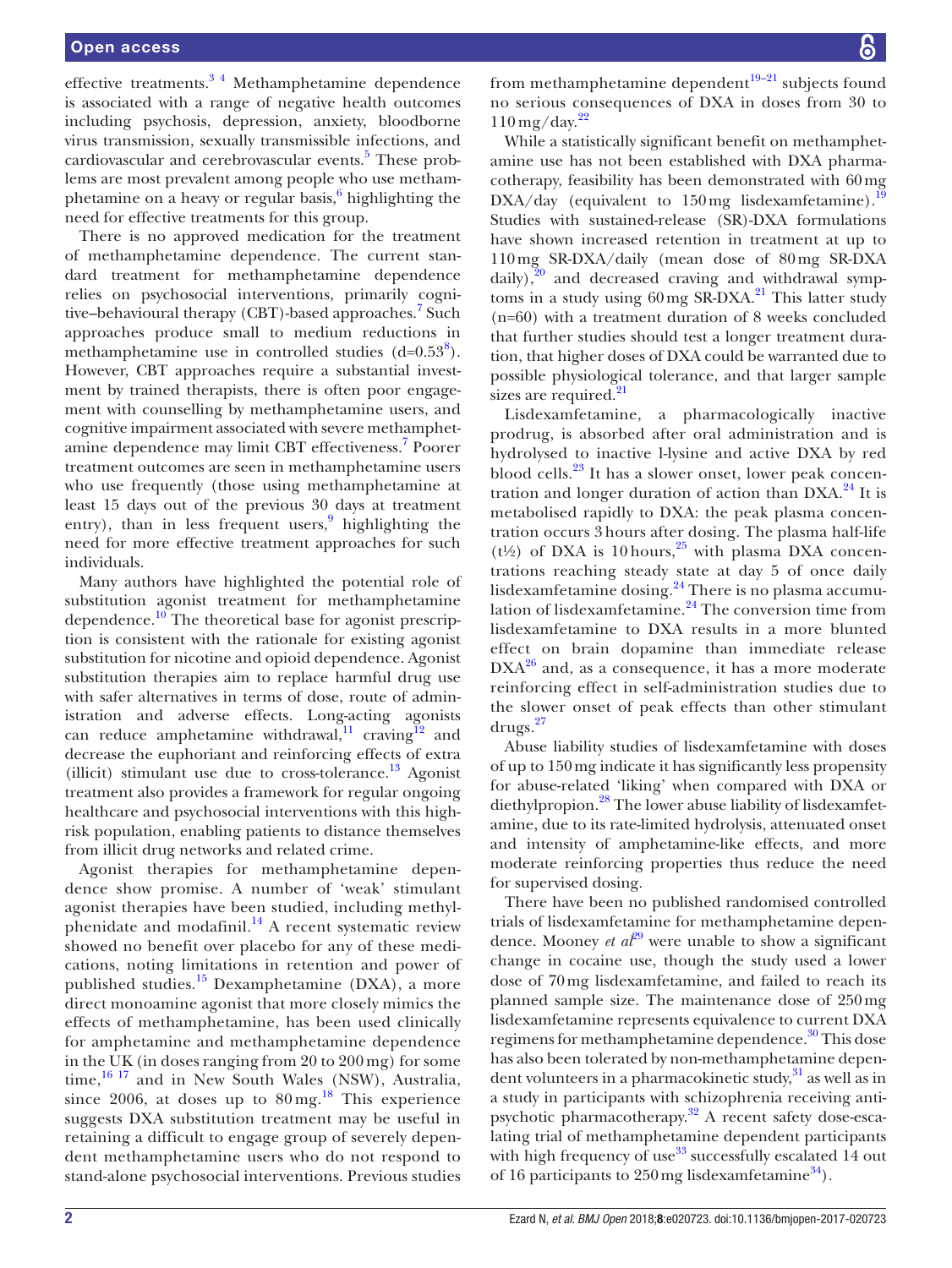effective treatments.[3 4] Methamphetamine dependence is associated with a range of negative health outcomes including psychosis, depression, anxiety, bloodborne virus transmission, sexually transmissible infections, and cardiovascular and cerebrovascular events.[5] These problems are most prevalent among people who use methamphetamine on a heavy or regular basis,[6] highlighting the need for effective treatments for this group.

There is no approved medication for the treatment of methamphetamine dependence. The current standard treatment for methamphetamine dependence relies on psychosocial interventions, primarily cognitive–behavioural therapy (CBT)-based approaches.[7] Such approaches produce small to medium reductions in methamphetamine use in controlled studies (d=0.53[8]). However, CBT approaches require a substantial investment by trained therapists, there is often poor engagement with counselling by methamphetamine users, and cognitive impairment associated with severe methamphetamine dependence may limit CBT effectiveness.[7] Poorer treatment outcomes are seen in methamphetamine users who use frequently (those using methamphetamine at least 15 days out of the previous 30 days at treatment entry), than in less frequent users,[9] highlighting the need for more effective treatment approaches for such individuals.

Many authors have highlighted the potential role of substitution agonist treatment for methamphetamine dependence.[10] The theoretical base for agonist prescription is consistent with the rationale for existing agonist substitution for nicotine and opioid dependence. Agonist substitution therapies aim to replace harmful drug use with safer alternatives in terms of dose, route of administration and adverse effects. Long-acting agonists can reduce amphetamine withdrawal,[11] craving[12] and decrease the euphoriant and reinforcing effects of extra (illicit) stimulant use due to cross-tolerance.[13] Agonist treatment also provides a framework for regular ongoing healthcare and psychosocial interventions with this high-risk population, enabling patients to distance themselves from illicit drug networks and related crime.

Agonist therapies for methamphetamine dependence show promise. A number of 'weak' stimulant agonist therapies have been studied, including methylphenidate and modafinil.[14] A recent systematic review showed no benefit over placebo for any of these medications, noting limitations in retention and power of published studies.[15] Dexamphetamine (DXA), a more direct monoamine agonist that more closely mimics the effects of methamphetamine, has been used clinically for amphetamine and methamphetamine dependence in the UK (in doses ranging from 20 to 200 mg) for some time,[16 17] and in New South Wales (NSW), Australia, since 2006, at doses up to 80 mg.[18] This experience suggests DXA substitution treatment may be useful in retaining a difficult to engage group of severely dependent methamphetamine users who do not respond to stand-alone psychosocial interventions. Previous studies from methamphetamine dependent[19–21] subjects found no serious consequences of DXA in doses from 30 to 110 mg/day.[22]

While a statistically significant benefit on methamphetamine use has not been established with DXA pharmacotherapy, feasibility has been demonstrated with 60 mg DXA/day (equivalent to 150 mg lisdexamfetamine).[19] Studies with sustained-release (SR)-DXA formulations have shown increased retention in treatment at up to 110 mg SR-DXA/daily (mean dose of 80 mg SR-DXA daily),[20] and decreased craving and withdrawal symptoms in a study using 60 mg SR-DXA.[21] This latter study (n=60) with a treatment duration of 8 weeks concluded that further studies should test a longer treatment duration, that higher doses of DXA could be warranted due to possible physiological tolerance, and that larger sample sizes are required.[21]

Lisdexamfetamine, a pharmacologically inactive prodrug, is absorbed after oral administration and is hydrolysed to inactive l-lysine and active DXA by red blood cells.[23] It has a slower onset, lower peak concentration and longer duration of action than DXA.[24] It is metabolised rapidly to DXA: the peak plasma concentration occurs 3 hours after dosing. The plasma half-life ($t½$) of DXA is 10 hours,[25] with plasma DXA concentrations reaching steady state at day 5 of once daily lisdexamfetamine dosing.[24] There is no plasma accumulation of lisdexamfetamine.[24] The conversion time from lisdexamfetamine to DXA results in a more blunted effect on brain dopamine than immediate release DXA[26] and, as a consequence, it has a more moderate reinforcing effect in self-administration studies due to the slower onset of peak effects than other stimulant drugs.[27]

Abuse liability studies of lisdexamfetamine with doses of up to 150 mg indicate it has significantly less propensity for abuse-related 'liking' when compared with DXA or diethylpropion.[28] The lower abuse liability of lisdexamfetamine, due to its rate-limited hydrolysis, attenuated onset and intensity of amphetamine-like effects, and more moderate reinforcing properties thus reduce the need for supervised dosing.

There have been no published randomised controlled trials of lisdexamfetamine for methamphetamine dependence. Mooney *et al*[29] were unable to show a significant change in cocaine use, though the study used a lower dose of 70 mg lisdexamfetamine, and failed to reach its planned sample size. The maintenance dose of 250 mg lisdexamfetamine represents equivalence to current DXA regimens for methamphetamine dependence.[30] This dose has also been tolerated by non-methamphetamine dependent volunteers in a pharmacokinetic study,[31] as well as in a study in participants with schizophrenia receiving antipsychotic pharmacotherapy.[32] A recent safety dose-escalating trial of methamphetamine dependent participants with high frequency of use[33] successfully escalated 14 out of 16 participants to 250 mg lisdexamfetamine[34]).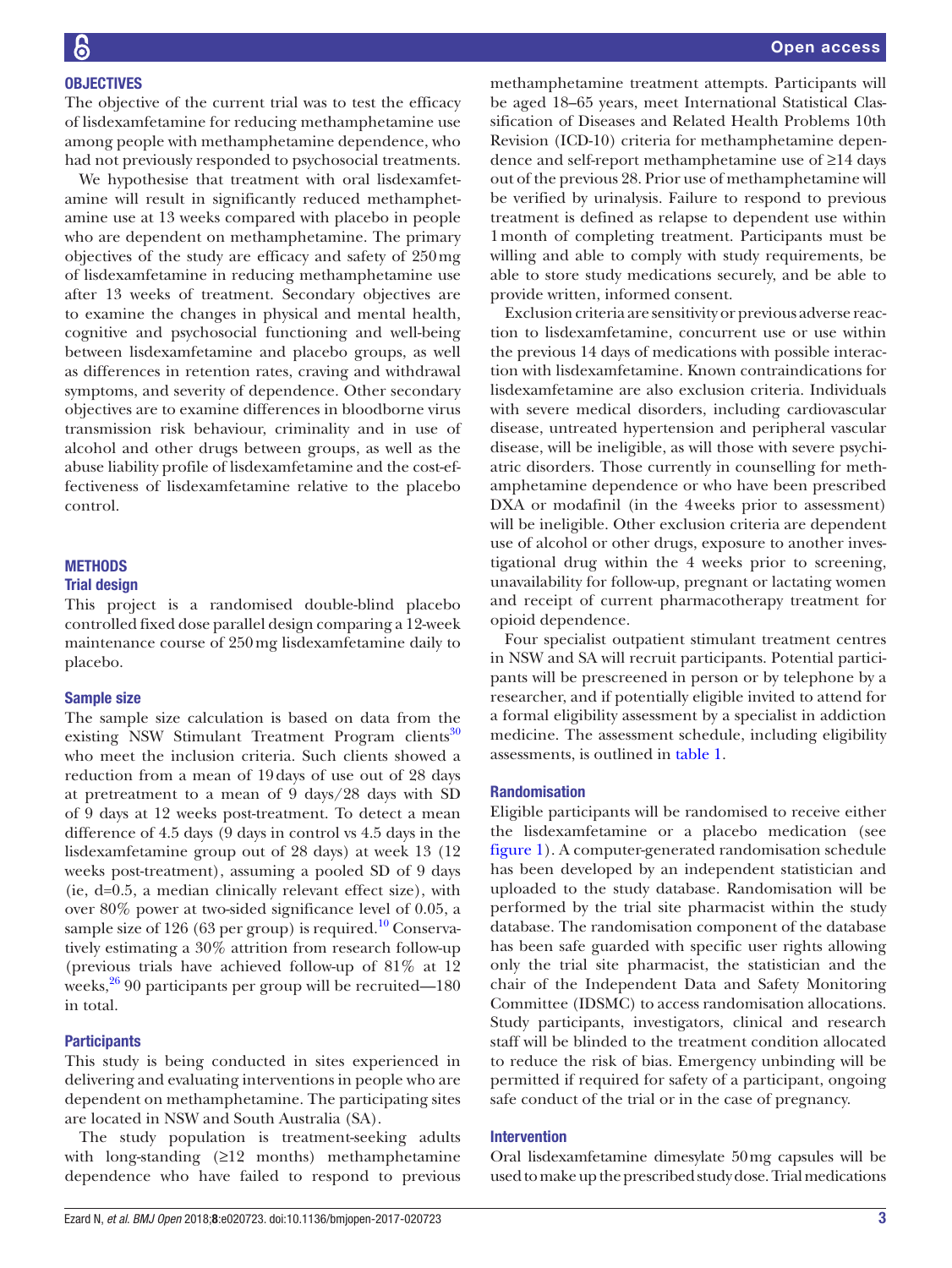## OBJECTIVES

The objective of the current trial was to test the efficacy of lisdexamfetamine for reducing methamphetamine use among people with methamphetamine dependence, who had not previously responded to psychosocial treatments.

We hypothesise that treatment with oral lisdexamfetamine will result in significantly reduced methamphetamine use at 13 weeks compared with placebo in people who are dependent on methamphetamine. The primary objectives of the study are efficacy and safety of 250 mg of lisdexamfetamine in reducing methamphetamine use after 13 weeks of treatment. Secondary objectives are to examine the changes in physical and mental health, cognitive and psychosocial functioning and well-being between lisdexamfetamine and placebo groups, as well as differences in retention rates, craving and withdrawal symptoms, and severity of dependence. Other secondary objectives are to examine differences in bloodborne virus transmission risk behaviour, criminality and in use of alcohol and other drugs between groups, as well as the abuse liability profile of lisdexamfetamine and the cost-effectiveness of lisdexamfetamine relative to the placebo control.

## METHODS

### Trial design

This project is a randomised double-blind placebo controlled fixed dose parallel design comparing a 12-week maintenance course of 250 mg lisdexamfetamine daily to placebo.

### Sample size

The sample size calculation is based on data from the existing NSW Stimulant Treatment Program clients[30] who meet the inclusion criteria. Such clients showed a reduction from a mean of 19 days of use out of 28 days at pretreatment to a mean of 9 days/28 days with SD of 9 days at 12 weeks post-treatment. To detect a mean difference of 4.5 days (9 days in control vs 4.5 days in the lisdexamfetamine group out of 28 days) at week 13 (12 weeks post-treatment), assuming a pooled SD of 9 days (ie, d=0.5, a median clinically relevant effect size), with over 80% power at two-sided significance level of 0.05, a sample size of 126 (63 per group) is required.[10] Conservatively estimating a 30% attrition from research follow-up (previous trials have achieved follow-up of 81% at 12 weeks,[26] 90 participants per group will be recruited—180 in total.

### Participants

This study is being conducted in sites experienced in delivering and evaluating interventions in people who are dependent on methamphetamine. The participating sites are located in NSW and South Australia (SA).

The study population is treatment-seeking adults with long-standing (≥12 months) methamphetamine dependence who have failed to respond to previous methamphetamine treatment attempts. Participants will be aged 18–65 years, meet International Statistical Classification of Diseases and Related Health Problems 10th Revision (ICD-10) criteria for methamphetamine dependence and self-report methamphetamine use of ≥14 days out of the previous 28. Prior use of methamphetamine will be verified by urinalysis. Failure to respond to previous treatment is defined as relapse to dependent use within 1 month of completing treatment. Participants must be willing and able to comply with study requirements, be able to store study medications securely, and be able to provide written, informed consent.

Exclusion criteria are sensitivity or previous adverse reaction to lisdexamfetamine, concurrent use or use within the previous 14 days of medications with possible interaction with lisdexamfetamine. Known contraindications for lisdexamfetamine are also exclusion criteria. Individuals with severe medical disorders, including cardiovascular disease, untreated hypertension and peripheral vascular disease, will be ineligible, as will those with severe psychiatric disorders. Those currently in counselling for methamphetamine dependence or who have been prescribed DXA or modafinil (in the 4 weeks prior to assessment) will be ineligible. Other exclusion criteria are dependent use of alcohol or other drugs, exposure to another investigational drug within the 4 weeks prior to screening, unavailability for follow-up, pregnant or lactating women and receipt of current pharmacotherapy treatment for opioid dependence.

Four specialist outpatient stimulant treatment centres in NSW and SA will recruit participants. Potential participants will be prescreened in person or by telephone by a researcher, and if potentially eligible invited to attend for a formal eligibility assessment by a specialist in addiction medicine. The assessment schedule, including eligibility assessments, is outlined in table 1.

### Randomisation

Eligible participants will be randomised to receive either the lisdexamfetamine or a placebo medication (see figure 1). A computer-generated randomisation schedule has been developed by an independent statistician and uploaded to the study database. Randomisation will be performed by the trial site pharmacist within the study database. The randomisation component of the database has been safe guarded with specific user rights allowing only the trial site pharmacist, the statistician and the chair of the Independent Data and Safety Monitoring Committee (IDSMC) to access randomisation allocations. Study participants, investigators, clinical and research staff will be blinded to the treatment condition allocated to reduce the risk of bias. Emergency unbinding will be permitted if required for safety of a participant, ongoing safe conduct of the trial or in the case of pregnancy.

### Intervention

Oral lisdexamfetamine dimesylate 50 mg capsules will be used to make up the prescribed study dose. Trial medications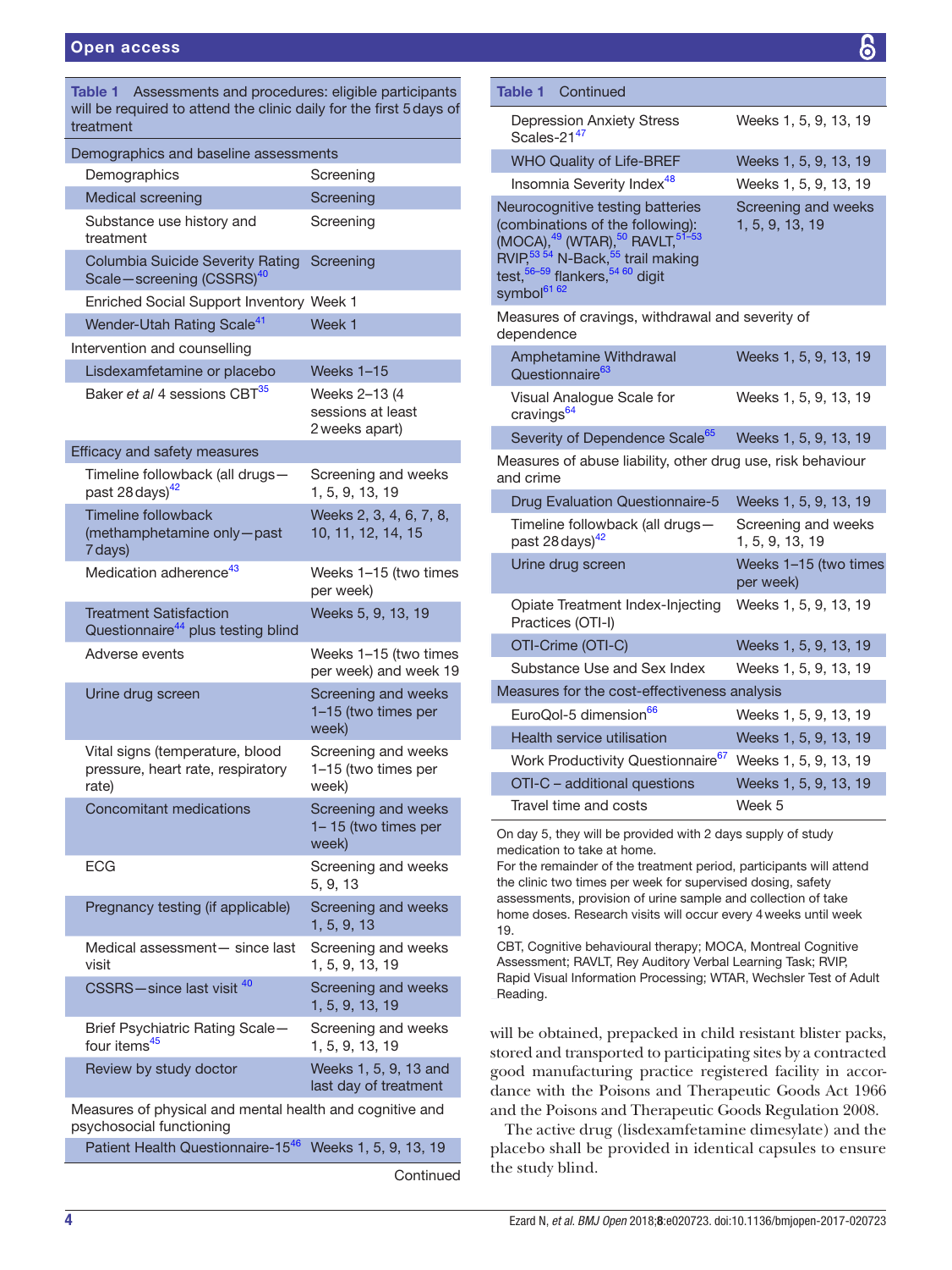**Table 1** Assessments and procedures: eligible participants will be required to attend the clinic daily for the first 5 days of treatment

| | |
|---|---|
| **Demographics and baseline assessments** | |
| Demographics | Screening |
| Medical screening | Screening |
| Substance use history and treatment | Screening |
| Columbia Suicide Severity Rating Scale—screening (CSSRS)[40] | Screening |
| Enriched Social Support Inventory | Week 1 |
| Wender-Utah Rating Scale[41] | Week 1 |
| **Intervention and counselling** | |
| Lisdexamfetamine or placebo | Weeks 1–15 |
| Baker *et al* 4 sessions CBT[35] | Weeks 2–13 (4 sessions at least 2 weeks apart) |
| **Efficacy and safety measures** | |
| Timeline followback (all drugs—past 28 days)[42] | Screening and weeks 1, 5, 9, 13, 19 |
| Timeline followback (methamphetamine only—past 7 days) | Weeks 2, 3, 4, 6, 7, 8, 10, 11, 12, 14, 15 |
| Medication adherence[43] | Weeks 1–15 (two times per week) |
| Treatment Satisfaction Questionnaire[44] plus testing blind | Weeks 5, 9, 13, 19 |
| Adverse events | Weeks 1–15 (two times per week) and week 19 |
| Urine drug screen | Screening and weeks 1–15 (two times per week) |
| Vital signs (temperature, blood pressure, heart rate, respiratory rate) | Screening and weeks 1–15 (two times per week) |
| Concomitant medications | Screening and weeks 1– 15 (two times per week) |
| ECG | Screening and weeks 5, 9, 13 |
| Pregnancy testing (if applicable) | Screening and weeks 1, 5, 9, 13 |
| Medical assessment— since last visit | Screening and weeks 1, 5, 9, 13, 19 |
| CSSRS—since last visit [40] | Screening and weeks 1, 5, 9, 13, 19 |
| Brief Psychiatric Rating Scale—four items[45] | Screening and weeks 1, 5, 9, 13, 19 |
| Review by study doctor | Weeks 1, 5, 9, 13 and last day of treatment |
| **Measures of physical and mental health and cognitive and psychosocial functioning** | |
| Patient Health Questionnaire-15[46] | Weeks 1, 5, 9, 13, 19 |
| Depression Anxiety Stress Scales-21[47] | Weeks 1, 5, 9, 13, 19 |
| WHO Quality of Life-BREF | Weeks 1, 5, 9, 13, 19 |
| Insomnia Severity Index[48] | Weeks 1, 5, 9, 13, 19 |
| Neurocognitive testing batteries (combinations of the following): (MOCA),[49] (WTAR),[50] RAVLT,[51–53] RVIP,[53 54] N-Back,[55] trail making test,[56–59] flankers,[54 60] digit symbol[61 62] | Screening and weeks 1, 5, 9, 13, 19 |
| **Measures of cravings, withdrawal and severity of dependence** | |
| Amphetamine Withdrawal Questionnaire[63] | Weeks 1, 5, 9, 13, 19 |
| Visual Analogue Scale for cravings[64] | Weeks 1, 5, 9, 13, 19 |
| Severity of Dependence Scale[65] | Weeks 1, 5, 9, 13, 19 |
| **Measures of abuse liability, other drug use, risk behaviour and crime** | |
| Drug Evaluation Questionnaire-5 | Weeks 1, 5, 9, 13, 19 |
| Timeline followback (all drugs—past 28 days)[42] | Screening and weeks 1, 5, 9, 13, 19 |
| Urine drug screen | Weeks 1–15 (two times per week) |
| Opiate Treatment Index-Injecting Practices (OTI-I) | Weeks 1, 5, 9, 13, 19 |
| OTI-Crime (OTI-C) | Weeks 1, 5, 9, 13, 19 |
| Substance Use and Sex Index | Weeks 1, 5, 9, 13, 19 |
| **Measures for the cost-effectiveness analysis** | |
| EuroQol-5 dimension[66] | Weeks 1, 5, 9, 13, 19 |
| Health service utilisation | Weeks 1, 5, 9, 13, 19 |
| Work Productivity Questionnaire[67] | Weeks 1, 5, 9, 13, 19 |
| OTI-C – additional questions | Weeks 1, 5, 9, 13, 19 |
| Travel time and costs | Week 5 |

On day 5, they will be provided with 2 days supply of study medication to take at home.
For the remainder of the treatment period, participants will attend the clinic two times per week for supervised dosing, safety assessments, provision of urine sample and collection of take home doses. Research visits will occur every 4 weeks until week 19.
CBT, Cognitive behavioural therapy; MOCA, Montreal Cognitive Assessment; RAVLT, Rey Auditory Verbal Learning Task; RVIP, Rapid Visual Information Processing; WTAR, Wechsler Test of Adult Reading.

will be obtained, prepacked in child resistant blister packs, stored and transported to participating sites by a contracted good manufacturing practice registered facility in accordance with the Poisons and Therapeutic Goods Act 1966 and the Poisons and Therapeutic Goods Regulation 2008.

The active drug (lisdexamfetamine dimesylate) and the placebo shall be provided in identical capsules to ensure the study blind.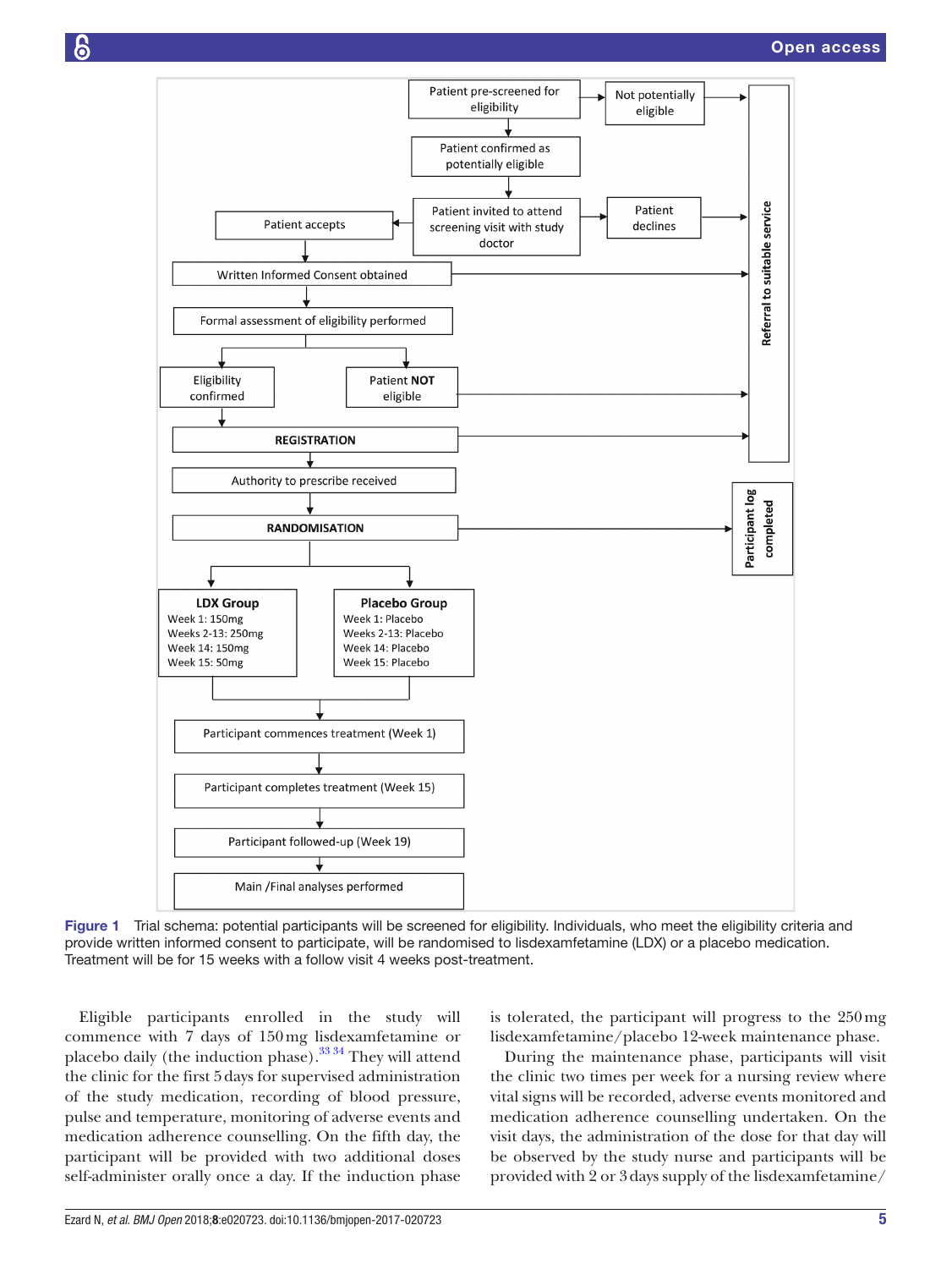Patient pre-screened for eligibility

Not potentially eligible

Patient confirmed as potentially eligible

Patient invited to attend screening visit with study doctor

Patient accepts

Patient declines

Written Informed Consent obtained

Formal assessment of eligibility performed

Eligibility confirmed

Patient **NOT** eligible

**REGISTRATION**

Authority to prescribe received

**RANDOMISATION**

**Referral to suitable service**

**Participant log completed**

**LDX Group**
Week 1: 150mg
Weeks 2-13: 250mg
Week 14: 150mg
Week 15: 50mg

**Placebo Group**
Week 1: Placebo
Weeks 2-13: Placebo
Week 14: Placebo
Week 15: Placebo

Participant commences treatment (Week 1)

Participant completes treatment (Week 15)

Participant followed-up (Week 19)

Main /Final analyses performed

Figure 1 Trial schema: potential participants will be screened for eligibility. Individuals, who meet the eligibility criteria and provide written informed consent to participate, will be randomised to lisdexamfetamine (LDX) or a placebo medication. Treatment will be for 15 weeks with a follow visit 4 weeks post-treatment.

Eligible participants enrolled in the study will commence with 7 days of 150 mg lisdexamfetamine or placebo daily (the induction phase).[33 34] They will attend the clinic for the first 5 days for supervised administration of the study medication, recording of blood pressure, pulse and temperature, monitoring of adverse events and medication adherence counselling. On the fifth day, the participant will be provided with two additional doses self-administer orally once a day. If the induction phase is tolerated, the participant will progress to the 250 mg lisdexamfetamine/placebo 12-week maintenance phase.

During the maintenance phase, participants will visit the clinic two times per week for a nursing review where vital signs will be recorded, adverse events monitored and medication adherence counselling undertaken. On the visit days, the administration of the dose for that day will be observed by the study nurse and participants will be provided with 2 or 3 days supply of the lisdexamfetamine/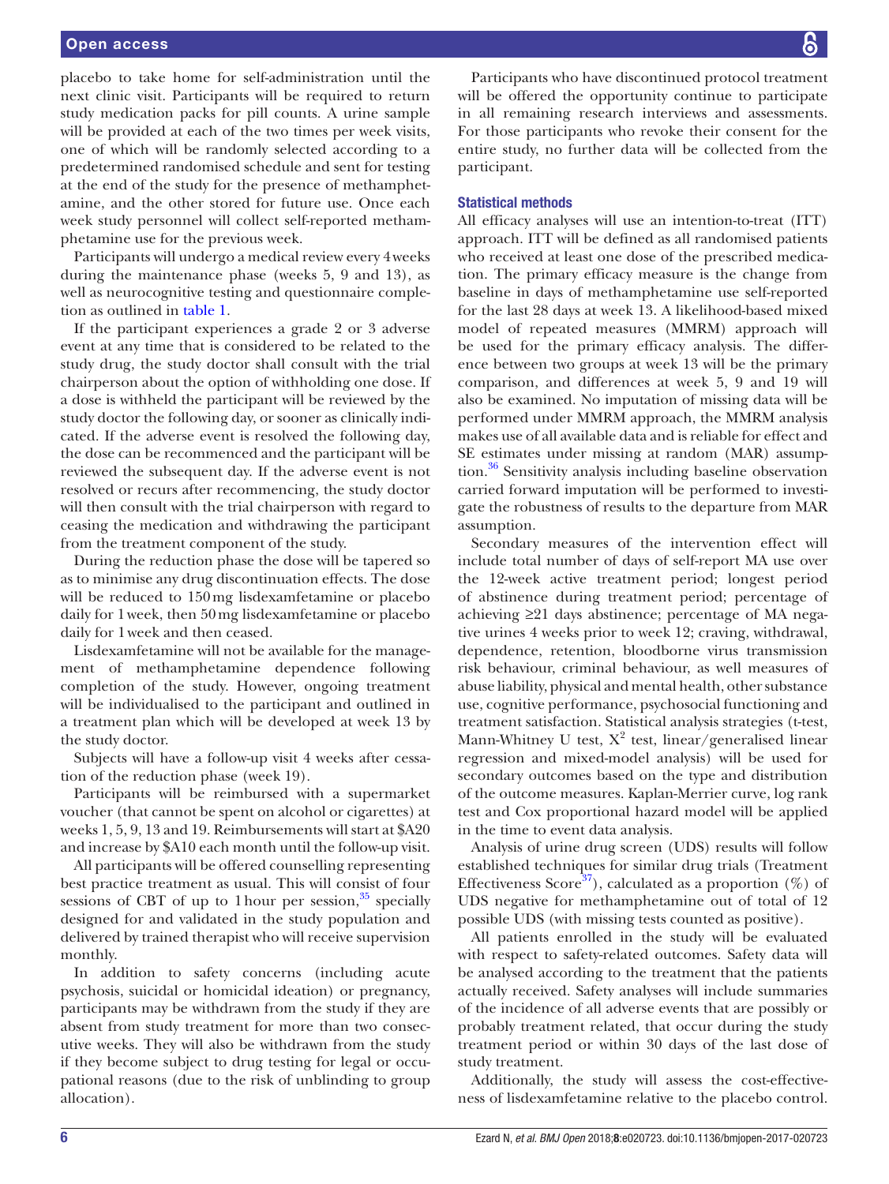placebo to take home for self-administration until the next clinic visit. Participants will be required to return study medication packs for pill counts. A urine sample will be provided at each of the two times per week visits, one of which will be randomly selected according to a predetermined randomised schedule and sent for testing at the end of the study for the presence of methamphetamine, and the other stored for future use. Once each week study personnel will collect self-reported methamphetamine use for the previous week.

Participants will undergo a medical review every 4 weeks during the maintenance phase (weeks 5, 9 and 13), as well as neurocognitive testing and questionnaire completion as outlined in table 1.

If the participant experiences a grade 2 or 3 adverse event at any time that is considered to be related to the study drug, the study doctor shall consult with the trial chairperson about the option of withholding one dose. If a dose is withheld the participant will be reviewed by the study doctor the following day, or sooner as clinically indicated. If the adverse event is resolved the following day, the dose can be recommenced and the participant will be reviewed the subsequent day. If the adverse event is not resolved or recurs after recommencing, the study doctor will then consult with the trial chairperson with regard to ceasing the medication and withdrawing the participant from the treatment component of the study.

During the reduction phase the dose will be tapered so as to minimise any drug discontinuation effects. The dose will be reduced to 150 mg lisdexamfetamine or placebo daily for 1 week, then 50 mg lisdexamfetamine or placebo daily for 1 week and then ceased.

Lisdexamfetamine will not be available for the management of methamphetamine dependence following completion of the study. However, ongoing treatment will be individualised to the participant and outlined in a treatment plan which will be developed at week 13 by the study doctor.

Subjects will have a follow-up visit 4 weeks after cessation of the reduction phase (week 19).

Participants will be reimbursed with a supermarket voucher (that cannot be spent on alcohol or cigarettes) at weeks 1, 5, 9, 13 and 19. Reimbursements will start at $A20 and increase by $A10 each month until the follow-up visit.

All participants will be offered counselling representing best practice treatment as usual. This will consist of four sessions of CBT of up to 1 hour per session,[35] specially designed for and validated in the study population and delivered by trained therapist who will receive supervision monthly.

In addition to safety concerns (including acute psychosis, suicidal or homicidal ideation) or pregnancy, participants may be withdrawn from the study if they are absent from study treatment for more than two consecutive weeks. They will also be withdrawn from the study if they become subject to drug testing for legal or occupational reasons (due to the risk of unblinding to group allocation).

Participants who have discontinued protocol treatment will be offered the opportunity continue to participate in all remaining research interviews and assessments. For those participants who revoke their consent for the entire study, no further data will be collected from the participant.

### Statistical methods

All efficacy analyses will use an intention-to-treat (ITT) approach. ITT will be defined as all randomised patients who received at least one dose of the prescribed medication. The primary efficacy measure is the change from baseline in days of methamphetamine use self-reported for the last 28 days at week 13. A likelihood-based mixed model of repeated measures (MMRM) approach will be used for the primary efficacy analysis. The difference between two groups at week 13 will be the primary comparison, and differences at week 5, 9 and 19 will also be examined. No imputation of missing data will be performed under MMRM approach, the MMRM analysis makes use of all available data and is reliable for effect and SE estimates under missing at random (MAR) assumption.[36] Sensitivity analysis including baseline observation carried forward imputation will be performed to investigate the robustness of results to the departure from MAR assumption.

Secondary measures of the intervention effect will include total number of days of self-report MA use over the 12-week active treatment period; longest period of abstinence during treatment period; percentage of achieving ≥21 days abstinence; percentage of MA negative urines 4 weeks prior to week 12; craving, withdrawal, dependence, retention, bloodborne virus transmission risk behaviour, criminal behaviour, as well measures of abuse liability, physical and mental health, other substance use, cognitive performance, psychosocial functioning and treatment satisfaction. Statistical analysis strategies (t-test, Mann-Whitney U test, $X^2$ test, linear/generalised linear regression and mixed-model analysis) will be used for secondary outcomes based on the type and distribution of the outcome measures. Kaplan-Merrier curve, log rank test and Cox proportional hazard model will be applied in the time to event data analysis.

Analysis of urine drug screen (UDS) results will follow established techniques for similar drug trials (Treatment Effectiveness Score[37]), calculated as a proportion (%) of UDS negative for methamphetamine out of total of 12 possible UDS (with missing tests counted as positive).

All patients enrolled in the study will be evaluated with respect to safety-related outcomes. Safety data will be analysed according to the treatment that the patients actually received. Safety analyses will include summaries of the incidence of all adverse events that are possibly or probably treatment related, that occur during the study treatment period or within 30 days of the last dose of study treatment.

Additionally, the study will assess the cost-effectiveness of lisdexamfetamine relative to the placebo control.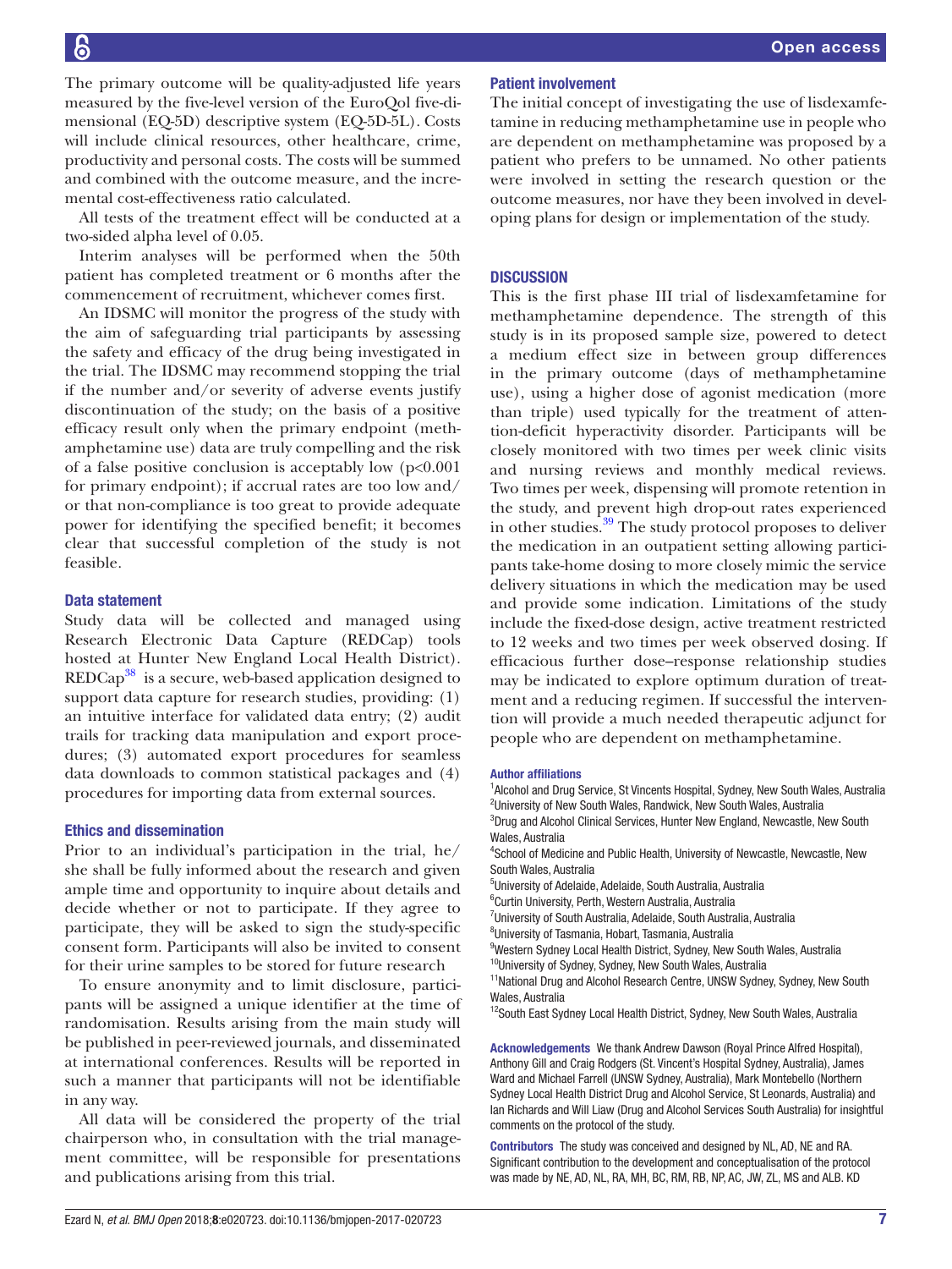The primary outcome will be quality-adjusted life years measured by the five-level version of the EuroQol five-dimensional (EQ-5D) descriptive system (EQ-5D-5L). Costs will include clinical resources, other healthcare, crime, productivity and personal costs. The costs will be summed and combined with the outcome measure, and the incremental cost-effectiveness ratio calculated.

All tests of the treatment effect will be conducted at a two-sided alpha level of 0.05.

Interim analyses will be performed when the 50th patient has completed treatment or 6 months after the commencement of recruitment, whichever comes first.

An IDSMC will monitor the progress of the study with the aim of safeguarding trial participants by assessing the safety and efficacy of the drug being investigated in the trial. The IDSMC may recommend stopping the trial if the number and/or severity of adverse events justify discontinuation of the study; on the basis of a positive efficacy result only when the primary endpoint (methamphetamine use) data are truly compelling and the risk of a false positive conclusion is acceptably low ($p<0.001$ for primary endpoint); if accrual rates are too low and/or that non-compliance is too great to provide adequate power for identifying the specified benefit; it becomes clear that successful completion of the study is not feasible.

### Data statement

Study data will be collected and managed using Research Electronic Data Capture (REDCap) tools hosted at Hunter New England Local Health District). REDCap[38] is a secure, web-based application designed to support data capture for research studies, providing: (1) an intuitive interface for validated data entry; (2) audit trails for tracking data manipulation and export procedures; (3) automated export procedures for seamless data downloads to common statistical packages and (4) procedures for importing data from external sources.

### Ethics and dissemination

Prior to an individual's participation in the trial, he/she shall be fully informed about the research and given ample time and opportunity to inquire about details and decide whether or not to participate. If they agree to participate, they will be asked to sign the study-specific consent form. Participants will also be invited to consent for their urine samples to be stored for future research

To ensure anonymity and to limit disclosure, participants will be assigned a unique identifier at the time of randomisation. Results arising from the main study will be published in peer-reviewed journals, and disseminated at international conferences. Results will be reported in such a manner that participants will not be identifiable in any way.

All data will be considered the property of the trial chairperson who, in consultation with the trial management committee, will be responsible for presentations and publications arising from this trial.

### Patient involvement

The initial concept of investigating the use of lisdexamfetamine in reducing methamphetamine use in people who are dependent on methamphetamine was proposed by a patient who prefers to be unnamed. No other patients were involved in setting the research question or the outcome measures, nor have they been involved in developing plans for design or implementation of the study.

## DISCUSSION

This is the first phase III trial of lisdexamfetamine for methamphetamine dependence. The strength of this study is in its proposed sample size, powered to detect a medium effect size in between group differences in the primary outcome (days of methamphetamine use), using a higher dose of agonist medication (more than triple) used typically for the treatment of attention-deficit hyperactivity disorder. Participants will be closely monitored with two times per week clinic visits and nursing reviews and monthly medical reviews. Two times per week, dispensing will promote retention in the study, and prevent high drop-out rates experienced in other studies.[39] The study protocol proposes to deliver the medication in an outpatient setting allowing participants take-home dosing to more closely mimic the service delivery situations in which the medication may be used and provide some indication. Limitations of the study include the fixed-dose design, active treatment restricted to 12 weeks and two times per week observed dosing. If efficacious further dose–response relationship studies may be indicated to explore optimum duration of treatment and a reducing regimen. If successful the intervention will provide a much needed therapeutic adjunct for people who are dependent on methamphetamine.

#### Author affiliations

[1]Alcohol and Drug Service, St Vincents Hospital, Sydney, New South Wales, Australia
[2]University of New South Wales, Randwick, New South Wales, Australia
[3]Drug and Alcohol Clinical Services, Hunter New England, Newcastle, New South Wales, Australia
[4]School of Medicine and Public Health, University of Newcastle, Newcastle, New South Wales, Australia
[5]University of Adelaide, Adelaide, South Australia, Australia
[6]Curtin University, Perth, Western Australia, Australia
[7]University of South Australia, Adelaide, South Australia, Australia
[8]University of Tasmania, Hobart, Tasmania, Australia
[9]Western Sydney Local Health District, Sydney, New South Wales, Australia
[10]University of Sydney, Sydney, New South Wales, Australia
[11]National Drug and Alcohol Research Centre, UNSW Sydney, Sydney, New South Wales, Australia
[12]South East Sydney Local Health District, Sydney, New South Wales, Australia

**Acknowledgements** We thank Andrew Dawson (Royal Prince Alfred Hospital), Anthony Gill and Craig Rodgers (St. Vincent's Hospital Sydney, Australia), James Ward and Michael Farrell (UNSW Sydney, Australia), Mark Montebello (Northern Sydney Local Health District Drug and Alcohol Service, St Leonards, Australia) and Ian Richards and Will Liaw (Drug and Alcohol Services South Australia) for insightful comments on the protocol of the study.

**Contributors** The study was conceived and designed by NL, AD, NE and RA. Significant contribution to the development and conceptualisation of the protocol was made by NE, AD, NL, RA, MH, BC, RM, RB, NP, AC, JW, ZL, MS and ALB. KD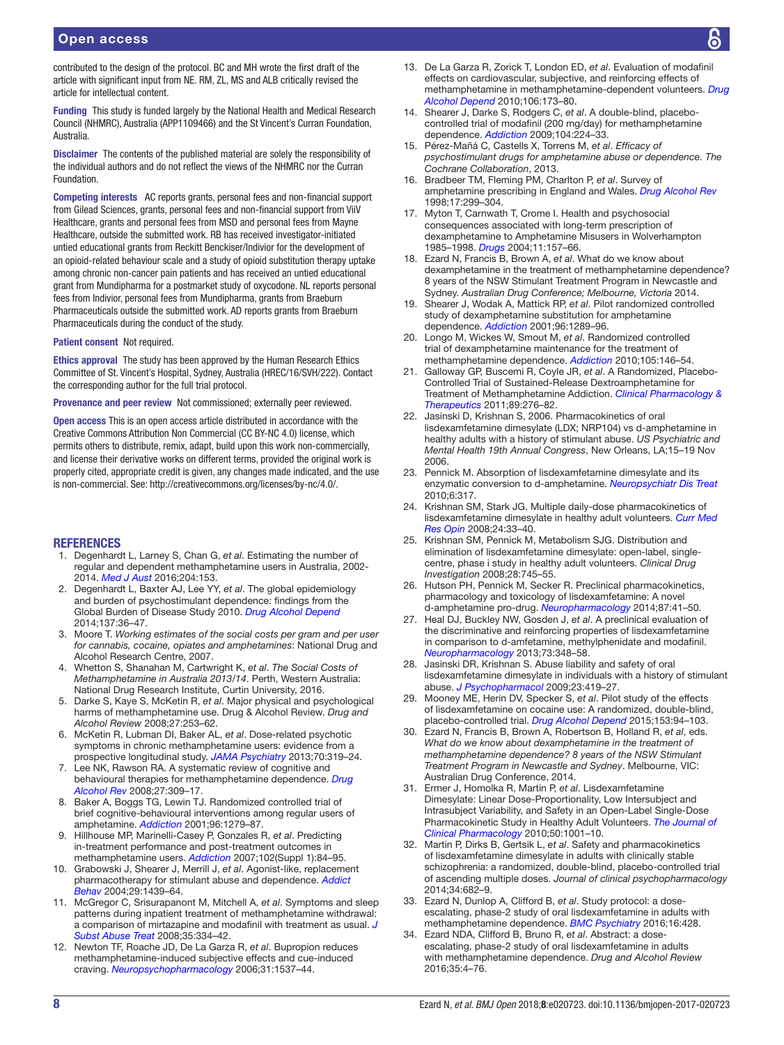contributed to the design of the protocol. BC and MH wrote the first draft of the article with significant input from NE. RM, ZL, MS and ALB critically revised the article for intellectual content.

**Funding** This study is funded largely by the National Health and Medical Research Council (NHMRC), Australia (APP1109466) and the St Vincent's Curran Foundation, Australia.

**Disclaimer** The contents of the published material are solely the responsibility of the individual authors and do not reflect the views of the NHMRC nor the Curran Foundation.

**Competing interests** AC reports grants, personal fees and non-financial support from Gilead Sciences, grants, personal fees and non-financial support from ViiV Healthcare, grants and personal fees from MSD and personal fees from Mayne Healthcare, outside the submitted work. RB has received investigator-initiated untied educational grants from Reckitt Benckiser/Indivior for the development of an opioid-related behaviour scale and a study of opioid substitution therapy uptake among chronic non-cancer pain patients and has received an untied educational grant from Mundipharma for a postmarket study of oxycodone. NL reports personal fees from Indivior, personal fees from Mundipharma, grants from Braeburn Pharmaceuticals outside the submitted work. AD reports grants from Braeburn Pharmaceuticals during the conduct of the study.

**Patient consent** Not required.

**Ethics approval** The study has been approved by the Human Research Ethics Committee of St. Vincent's Hospital, Sydney, Australia (HREC/16/SVH/222). Contact the corresponding author for the full trial protocol.

**Provenance and peer review** Not commissioned; externally peer reviewed.

**Open access** This is an open access article distributed in accordance with the Creative Commons Attribution Non Commercial (CC BY-NC 4.0) license, which permits others to distribute, remix, adapt, build upon this work non-commercially, and license their derivative works on different terms, provided the original work is properly cited, appropriate credit is given, any changes made indicated, and the use is non-commercial. See: http://creativecommons.org/licenses/by-nc/4.0/.

## REFERENCES

1. Degenhardt L, Larney S, Chan G, *et al*. Estimating the number of regular and dependent methamphetamine users in Australia, 2002-2014. *Med J Aust* 2016;204:153.
2. Degenhardt L, Baxter AJ, Lee YY, *et al*. The global epidemiology and burden of psychostimulant dependence: findings from the Global Burden of Disease Study 2010. *Drug Alcohol Depend* 2014;137:36–47.
3. Moore T. *Working estimates of the social costs per gram and per user for cannabis, cocaine, opiates and amphetamines*: National Drug and Alcohol Research Centre, 2007.
4. Whetton S, Shanahan M, Cartwright K, *et al*. *The Social Costs of Methamphetamine in Australia 2013/14*. Perth, Western Australia: National Drug Research Institute, Curtin University, 2016.
5. Darke S, Kaye S, McKetin R, *et al*. Major physical and psychological harms of methamphetamine use. Drug & Alcohol Review. *Drug and Alcohol Review* 2008;27:253–62.
6. McKetin R, Lubman DI, Baker AL, *et al*. Dose-related psychotic symptoms in chronic methamphetamine users: evidence from a prospective longitudinal study. *JAMA Psychiatry* 2013;70:319–24.
7. Lee NK, Rawson RA. A systematic review of cognitive and behavioural therapies for methamphetamine dependence. *Drug Alcohol Rev* 2008;27:309–17.
8. Baker A, Boggs TG, Lewin TJ. Randomized controlled trial of brief cognitive-behavioural interventions among regular users of amphetamine. *Addiction* 2001;96:1279–87.
9. Hillhouse MP, Marinelli-Casey P, Gonzales R, *et al*. Predicting in-treatment performance and post-treatment outcomes in methamphetamine users. *Addiction* 2007;102(Suppl 1):84–95.
10. Grabowski J, Shearer J, Merrill J, *et al*. Agonist-like, replacement pharmacotherapy for stimulant abuse and dependence. *Addict Behav* 2004;29:1439–64.
11. McGregor C, Srisurapanont M, Mitchell A, *et al*. Symptoms and sleep patterns during inpatient treatment of methamphetamine withdrawal: a comparison of mirtazapine and modafinil with treatment as usual. *J Subst Abuse Treat* 2008;35:334–42.
12. Newton TF, Roache JD, De La Garza R, *et al*. Bupropion reduces methamphetamine-induced subjective effects and cue-induced craving. *Neuropsychopharmacology* 2006;31:1537–44.
13. De La Garza R, Zorick T, London ED, *et al*. Evaluation of modafinil effects on cardiovascular, subjective, and reinforcing effects of methamphetamine in methamphetamine-dependent volunteers. *Drug Alcohol Depend* 2010;106:173–80.
14. Shearer J, Darke S, Rodgers C, *et al*. A double-blind, placebo-controlled trial of modafinil (200 mg/day) for methamphetamine dependence. *Addiction* 2009;104:224–33.
15. Pérez-Mañá C, Castells X, Torrens M, *et al*. *Efficacy of psychostimulant drugs for amphetamine abuse or dependence. The Cochrane Collaboration*, 2013.
16. Bradbeer TM, Fleming PM, Charlton P, *et al*. Survey of amphetamine prescribing in England and Wales. *Drug Alcohol Rev* 1998;17:299–304.
17. Myton T, Carnwath T, Crome I. Health and psychosocial consequences associated with long-term prescription of dexamphetamine to Amphetamine Misusers in Wolverhampton 1985–1998. *Drugs* 2004;11:157–66.
18. Ezard N, Francis B, Brown A, *et al*. What do we know about dexamphetamine in the treatment of methamphetamine dependence? 8 years of the NSW Stimulant Treatment Program in Newcastle and Sydney. *Australian Drug Conference; Melbourne, Victoria* 2014.
19. Shearer J, Wodak A, Mattick RP, *et al*. Pilot randomized controlled study of dexamphetamine substitution for amphetamine dependence. *Addiction* 2001;96:1289–96.
20. Longo M, Wickes W, Smout M, *et al*. Randomized controlled trial of dexamphetamine maintenance for the treatment of methamphetamine dependence. *Addiction* 2010;105:146–54.
21. Galloway GP, Buscemi R, Coyle JR, *et al*. A Randomized, Placebo-Controlled Trial of Sustained-Release Dextroamphetamine for Treatment of Methamphetamine Addiction. *Clinical Pharmacology & Therapeutics* 2011;89:276–82.
22. Jasinski D, Krishnan S, 2006. Pharmacokinetics of oral lisdexamfetamine dimesylate (LDX; NRP104) vs d-amphetamine in healthy adults with a history of stimulant abuse. *US Psychiatric and Mental Health 19th Annual Congress*, New Orleans, LA;15–19 Nov 2006.
23. Pennick M. Absorption of lisdexamfetamine dimesylate and its enzymatic conversion to d-amphetamine. *Neuropsychiatr Dis Treat* 2010;6:317.
24. Krishnan SM, Stark JG. Multiple daily-dose pharmacokinetics of lisdexamfetamine dimesylate in healthy adult volunteers. *Curr Med Res Opin* 2008;24:33–40.
25. Krishnan SM, Pennick M, Metabolism SJG. Distribution and elimination of lisdexamfetamine dimesylate: open-label, single-centre, phase i study in healthy adult volunteers. *Clinical Drug Investigation* 2008;28:745–55.
26. Hutson PH, Pennick M, Secker R. Preclinical pharmacokinetics, pharmacology and toxicology of lisdexamfetamine: A novel d-amphetamine pro-drug. *Neuropharmacology* 2014;87:41–50.
27. Heal DJ, Buckley NW, Gosden J, *et al*. A preclinical evaluation of the discriminative and reinforcing properties of lisdexamfetamine in comparison to d-amfetamine, methylphenidate and modafinil. *Neuropharmacology* 2013;73:348–58.
28. Jasinski DR, Krishnan S. Abuse liability and safety of oral lisdexamfetamine dimesylate in individuals with a history of stimulant abuse. *J Psychopharmacol* 2009;23:419–27.
29. Mooney ME, Herin DV, Specker S, *et al*. Pilot study of the effects of lisdexamfetamine on cocaine use: A randomized, double-blind, placebo-controlled trial. *Drug Alcohol Depend* 2015;153:94–103.
30. Ezard N, Francis B, Brown A, Robertson B, Holland R, *et al*, eds. *What do we know about dexamphetamine in the treatment of methamphetamine dependence? 8 years of the NSW Stimulant Treatment Program in Newcastle and Sydney*. Melbourne, VIC: Australian Drug Conference, 2014.
31. Ermer J, Homolka R, Martin P, *et al*. Lisdexamfetamine Dimesylate: Linear Dose-Proportionality, Low Intersubject and Intrasubject Variability, and Safety in an Open-Label Single-Dose Pharmacokinetic Study in Healthy Adult Volunteers. *The Journal of Clinical Pharmacology* 2010;50:1001–10.
32. Martin P, Dirks B, Gertsik L, *et al*. Safety and pharmacokinetics of lisdexamfetamine dimesylate in adults with clinically stable schizophrenia: a randomized, double-blind, placebo-controlled trial of ascending multiple doses. *Journal of clinical psychopharmacology* 2014;34:682–9.
33. Ezard N, Dunlop A, Clifford B, *et al*. Study protocol: a dose-escalating, phase-2 study of oral lisdexamfetamine in adults with methamphetamine dependence. *BMC Psychiatry* 2016;16:428.
34. Ezard NDA, Clifford B, Bruno R, *et al*. Abstract: a dose-escalating, phase-2 study of oral lisdexamfetamine in adults with methamphetamine dependence. *Drug and Alcohol Review* 2016;35:4–76.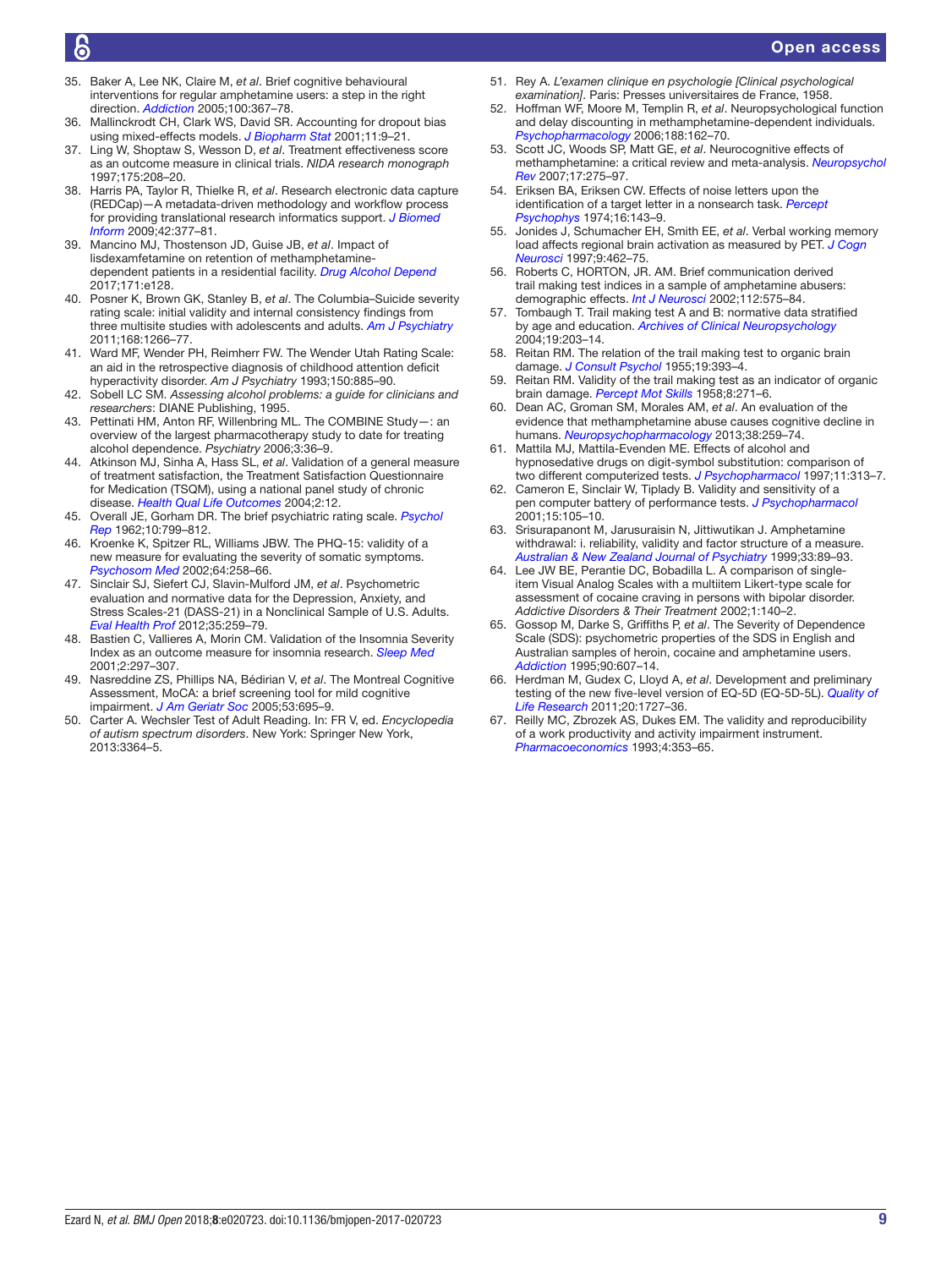35. Baker A, Lee NK, Claire M, *et al*. Brief cognitive behavioural interventions for regular amphetamine users: a step in the right direction. *Addiction* 2005;100:367–78.
36. Mallinckrodt CH, Clark WS, David SR. Accounting for dropout bias using mixed-effects models. *J Biopharm Stat* 2001;11:9–21.
37. Ling W, Shoptaw S, Wesson D, *et al*. Treatment effectiveness score as an outcome measure in clinical trials. *NIDA research monograph* 1997;175:208–20.
38. Harris PA, Taylor R, Thielke R, *et al*. Research electronic data capture (REDCap)—A metadata-driven methodology and workflow process for providing translational research informatics support. *J Biomed Inform* 2009;42:377–81.
39. Mancino MJ, Thostenson JD, Guise JB, *et al*. Impact of lisdexamfetamine on retention of methamphetamine-dependent patients in a residential facility. *Drug Alcohol Depend* 2017;171:e128.
40. Posner K, Brown GK, Stanley B, *et al*. The Columbia–Suicide severity rating scale: initial validity and internal consistency findings from three multisite studies with adolescents and adults. *Am J Psychiatry* 2011;168:1266–77.
41. Ward MF, Wender PH, Reimherr FW. The Wender Utah Rating Scale: an aid in the retrospective diagnosis of childhood attention deficit hyperactivity disorder. *Am J Psychiatry* 1993;150:885–90.
42. Sobell LC SM. *Assessing alcohol problems: a guide for clinicians and researchers*: DIANE Publishing, 1995.
43. Pettinati HM, Anton RF, Willenbring ML. The COMBINE Study—: an overview of the largest pharmacotherapy study to date for treating alcohol dependence. *Psychiatry* 2006;3:36–9.
44. Atkinson MJ, Sinha A, Hass SL, *et al*. Validation of a general measure of treatment satisfaction, the Treatment Satisfaction Questionnaire for Medication (TSQM), using a national panel study of chronic disease. *Health Qual Life Outcomes* 2004;2:12.
45. Overall JE, Gorham DR. The brief psychiatric rating scale. *Psychol Rep* 1962;10:799–812.
46. Kroenke K, Spitzer RL, Williams JBW. The PHQ-15: validity of a new measure for evaluating the severity of somatic symptoms. *Psychosom Med* 2002;64:258–66.
47. Sinclair SJ, Siefert CJ, Slavin-Mulford JM, *et al*. Psychometric evaluation and normative data for the Depression, Anxiety, and Stress Scales-21 (DASS-21) in a Nonclinical Sample of U.S. Adults. *Eval Health Prof* 2012;35:259–79.
48. Bastien C, Vallieres A, Morin CM. Validation of the Insomnia Severity Index as an outcome measure for insomnia research. *Sleep Med* 2001;2:297–307.
49. Nasreddine ZS, Phillips NA, Bédirian V, *et al*. The Montreal Cognitive Assessment, MoCA: a brief screening tool for mild cognitive impairment. *J Am Geriatr Soc* 2005;53:695–9.
50. Carter A. Wechsler Test of Adult Reading. In: FR V, ed. *Encyclopedia of autism spectrum disorders*. New York: Springer New York, 2013:3364–5.
51. Rey A. *L'examen clinique en psychologie [Clinical psychological examination]*. Paris: Presses universitaires de France, 1958.
52. Hoffman WF, Moore M, Templin R, *et al*. Neuropsychological function and delay discounting in methamphetamine-dependent individuals. *Psychopharmacology* 2006;188:162–70.
53. Scott JC, Woods SP, Matt GE, *et al*. Neurocognitive effects of methamphetamine: a critical review and meta-analysis. *Neuropsychol Rev* 2007;17:275–97.
54. Eriksen BA, Eriksen CW. Effects of noise letters upon the identification of a target letter in a nonsearch task. *Percept Psychophys* 1974;16:143–9.
55. Jonides J, Schumacher EH, Smith EE, *et al*. Verbal working memory load affects regional brain activation as measured by PET. *J Cogn Neurosci* 1997;9:462–75.
56. Roberts C, HORTON, JR. AM. Brief communication derived trail making test indices in a sample of amphetamine abusers: demographic effects. *Int J Neurosci* 2002;112:575–84.
57. Tombaugh T. Trail making test A and B: normative data stratified by age and education. *Archives of Clinical Neuropsychology* 2004;19:203–14.
58. Reitan RM. The relation of the trail making test to organic brain damage. *J Consult Psychol* 1955;19:393–4.
59. Reitan RM. Validity of the trail making test as an indicator of organic brain damage. *Percept Mot Skills* 1958;8:271–6.
60. Dean AC, Groman SM, Morales AM, *et al*. An evaluation of the evidence that methamphetamine abuse causes cognitive decline in humans. *Neuropsychopharmacology* 2013;38:259–74.
61. Mattila MJ, Mattila-Evenden ME. Effects of alcohol and hypnosedative drugs on digit-symbol substitution: comparison of two different computerized tests. *J Psychopharmacol* 1997;11:313–7.
62. Cameron E, Sinclair W, Tiplady B. Validity and sensitivity of a pen computer battery of performance tests. *J Psychopharmacol* 2001;15:105–10.
63. Srisurapanont M, Jarusuraisin N, Jittiwutikan J. Amphetamine withdrawal: i. reliability, validity and factor structure of a measure. *Australian & New Zealand Journal of Psychiatry* 1999;33:89–93.
64. Lee JW BE, Perantie DC, Bobadilla L. A comparison of single-item Visual Analog Scales with a multiitem Likert-type scale for assessment of cocaine craving in persons with bipolar disorder. *Addictive Disorders & Their Treatment* 2002;1:140–2.
65. Gossop M, Darke S, Griffiths P, *et al*. The Severity of Dependence Scale (SDS): psychometric properties of the SDS in English and Australian samples of heroin, cocaine and amphetamine users. *Addiction* 1995;90:607–14.
66. Herdman M, Gudex C, Lloyd A, *et al*. Development and preliminary testing of the new five-level version of EQ-5D (EQ-5D-5L). *Quality of Life Research* 2011;20:1727–36.
67. Reilly MC, Zbrozek AS, Dukes EM. The validity and reproducibility of a work productivity and activity impairment instrument. *Pharmacoeconomics* 1993;4:353–65.